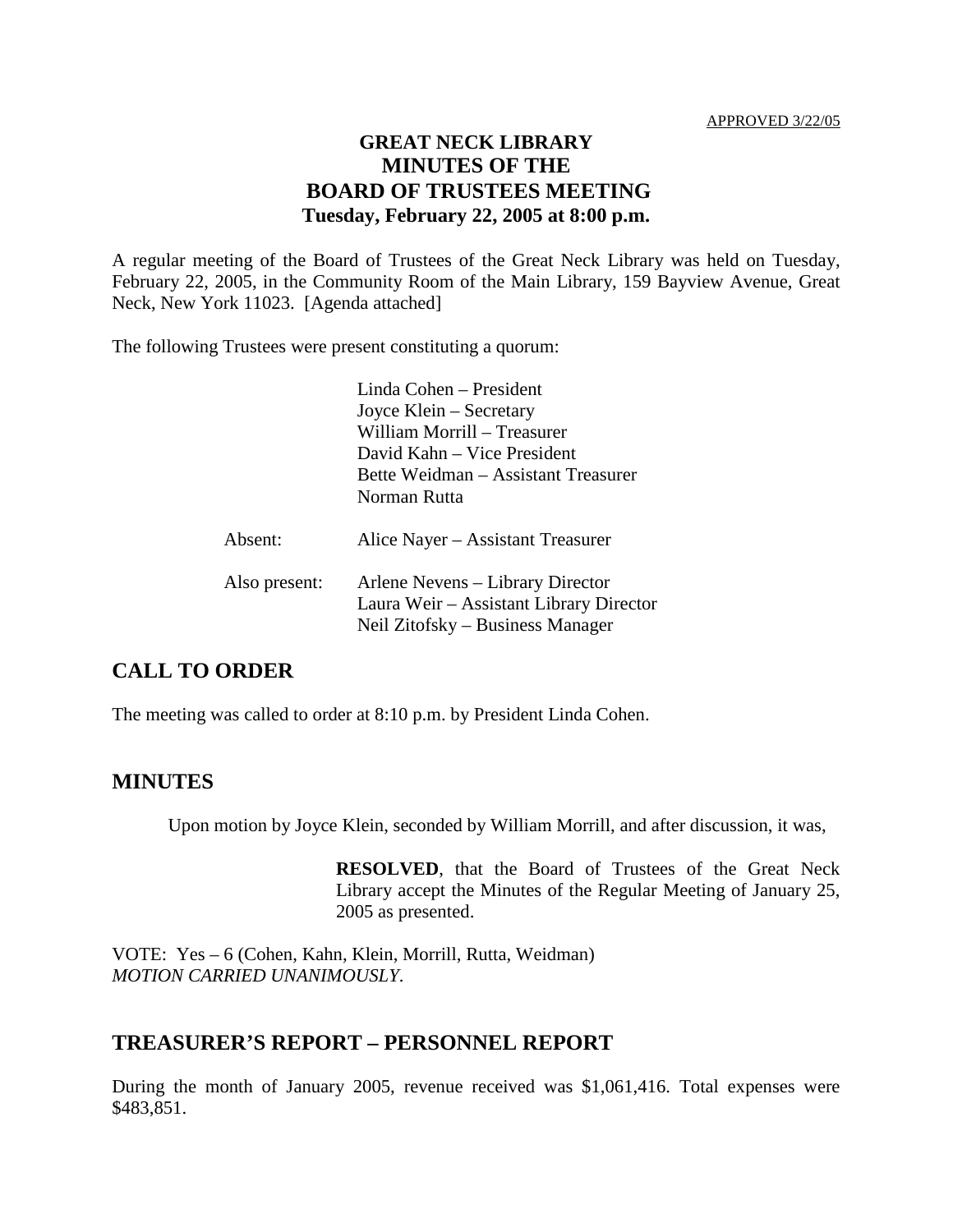APPROVED 3/22/05

# GREAT NECK LIBRARY
# MINUTES OF THE
# BOARD OF TRUSTEES MEETING
**Tuesday, February 22, 2005 at 8:00 p.m.**

A regular meeting of the Board of Trustees of the Great Neck Library was held on Tuesday, February 22, 2005, in the Community Room of the Main Library, 159 Bayview Avenue, Great Neck, New York 11023. [Agenda attached]

The following Trustees were present constituting a quorum:

Linda Cohen – President
Joyce Klein – Secretary
William Morrill – Treasurer
David Kahn – Vice President
Bette Weidman – Assistant Treasurer
Norman Rutta

Absent: Alice Nayer – Assistant Treasurer

Also present: Arlene Nevens – Library Director
Laura Weir – Assistant Library Director
Neil Zitofsky – Business Manager

## CALL TO ORDER

The meeting was called to order at 8:10 p.m. by President Linda Cohen.

## MINUTES

Upon motion by Joyce Klein, seconded by William Morrill, and after discussion, it was,

> **RESOLVED**, that the Board of Trustees of the Great Neck Library accept the Minutes of the Regular Meeting of January 25, 2005 as presented.

VOTE: Yes – 6 (Cohen, Kahn, Klein, Morrill, Rutta, Weidman)
*MOTION CARRIED UNANIMOUSLY.*

## TREASURER'S REPORT – PERSONNEL REPORT

During the month of January 2005, revenue received was $1,061,416. Total expenses were $483,851.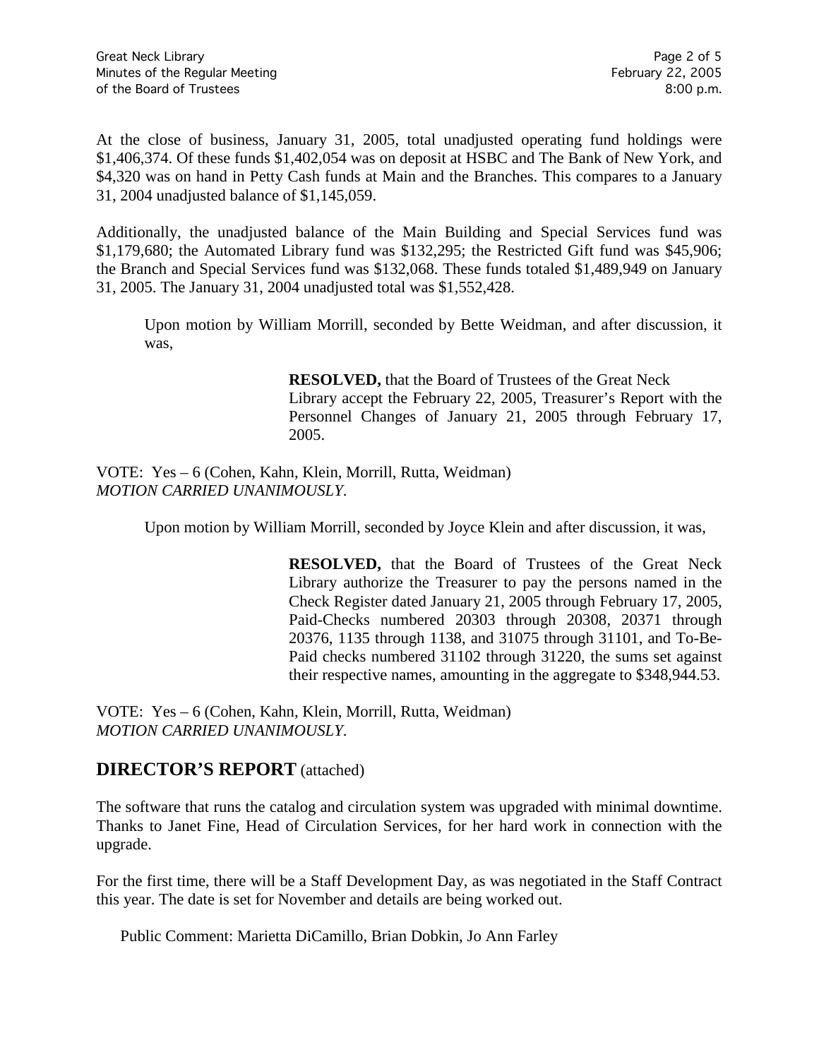At the close of business, January 31, 2005, total unadjusted operating fund holdings were $1,406,374. Of these funds $1,402,054 was on deposit at HSBC and The Bank of New York, and $4,320 was on hand in Petty Cash funds at Main and the Branches. This compares to a January 31, 2004 unadjusted balance of $1,145,059.

Additionally, the unadjusted balance of the Main Building and Special Services fund was $1,179,680; the Automated Library fund was $132,295; the Restricted Gift fund was $45,906; the Branch and Special Services fund was $132,068. These funds totaled $1,489,949 on January 31, 2005. The January 31, 2004 unadjusted total was $1,552,428.

Upon motion by William Morrill, seconded by Bette Weidman, and after discussion, it was,

> **RESOLVED,** that the Board of Trustees of the Great Neck Library accept the February 22, 2005, Treasurer's Report with the Personnel Changes of January 21, 2005 through February 17, 2005.

VOTE: Yes – 6 (Cohen, Kahn, Klein, Morrill, Rutta, Weidman)
*MOTION CARRIED UNANIMOUSLY*.

Upon motion by William Morrill, seconded by Joyce Klein and after discussion, it was,

> **RESOLVED,** that the Board of Trustees of the Great Neck Library authorize the Treasurer to pay the persons named in the Check Register dated January 21, 2005 through February 17, 2005, Paid-Checks numbered 20303 through 20308, 20371 through 20376, 1135 through 1138, and 31075 through 31101, and To-Be-Paid checks numbered 31102 through 31220, the sums set against their respective names, amounting in the aggregate to $348,944.53.

VOTE: Yes – 6 (Cohen, Kahn, Klein, Morrill, Rutta, Weidman)
*MOTION CARRIED UNANIMOUSLY*.

## DIRECTOR'S REPORT (attached)

The software that runs the catalog and circulation system was upgraded with minimal downtime. Thanks to Janet Fine, Head of Circulation Services, for her hard work in connection with the upgrade.

For the first time, there will be a Staff Development Day, as was negotiated in the Staff Contract this year. The date is set for November and details are being worked out.

Public Comment: Marietta DiCamillo, Brian Dobkin, Jo Ann Farley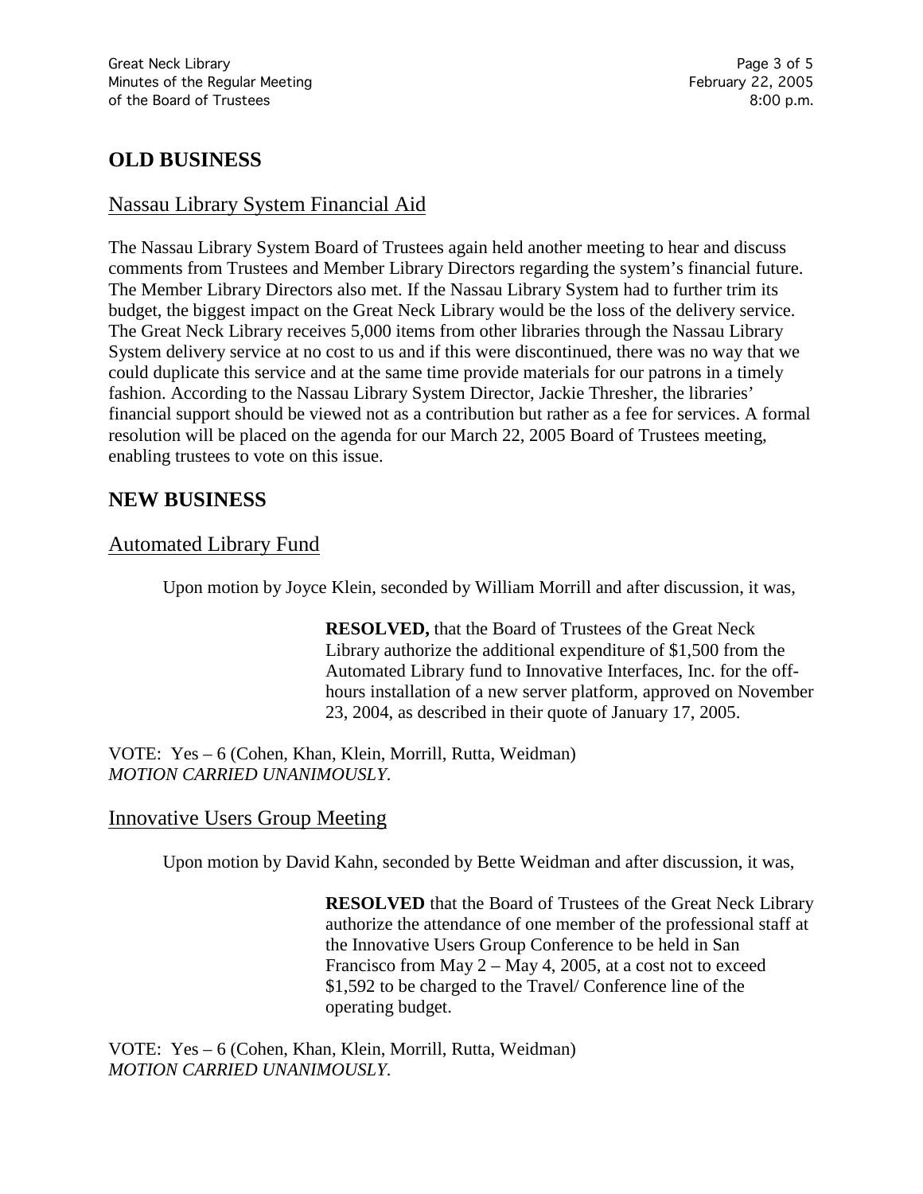## OLD BUSINESS

### Nassau Library System Financial Aid

The Nassau Library System Board of Trustees again held another meeting to hear and discuss comments from Trustees and Member Library Directors regarding the system's financial future. The Member Library Directors also met. If the Nassau Library System had to further trim its budget, the biggest impact on the Great Neck Library would be the loss of the delivery service. The Great Neck Library receives 5,000 items from other libraries through the Nassau Library System delivery service at no cost to us and if this were discontinued, there was no way that we could duplicate this service and at the same time provide materials for our patrons in a timely fashion. According to the Nassau Library System Director, Jackie Thresher, the libraries' financial support should be viewed not as a contribution but rather as a fee for services. A formal resolution will be placed on the agenda for our March 22, 2005 Board of Trustees meeting, enabling trustees to vote on this issue.

## NEW BUSINESS

### Automated Library Fund

Upon motion by Joyce Klein, seconded by William Morrill and after discussion, it was,

> **RESOLVED,** that the Board of Trustees of the Great Neck Library authorize the additional expenditure of $1,500 from the Automated Library fund to Innovative Interfaces, Inc. for the off-hours installation of a new server platform, approved on November 23, 2004, as described in their quote of January 17, 2005.

VOTE: Yes – 6 (Cohen, Khan, Klein, Morrill, Rutta, Weidman)
*MOTION CARRIED UNANIMOUSLY.*

### Innovative Users Group Meeting

Upon motion by David Kahn, seconded by Bette Weidman and after discussion, it was,

> **RESOLVED** that the Board of Trustees of the Great Neck Library authorize the attendance of one member of the professional staff at the Innovative Users Group Conference to be held in San Francisco from May 2 – May 4, 2005, at a cost not to exceed $1,592 to be charged to the Travel/ Conference line of the operating budget.

VOTE: Yes – 6 (Cohen, Khan, Klein, Morrill, Rutta, Weidman)
*MOTION CARRIED UNANIMOUSLY.*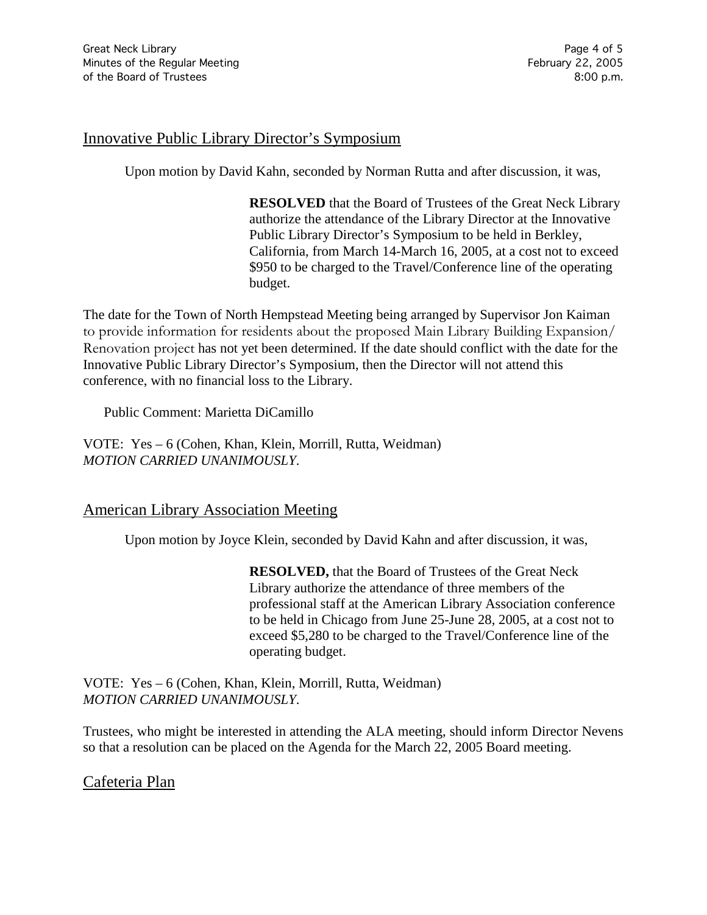## Innovative Public Library Director's Symposium

Upon motion by David Kahn, seconded by Norman Rutta and after discussion, it was,

> **RESOLVED** that the Board of Trustees of the Great Neck Library authorize the attendance of the Library Director at the Innovative Public Library Director's Symposium to be held in Berkley, California, from March 14-March 16, 2005, at a cost not to exceed \$950 to be charged to the Travel/Conference line of the operating budget.

The date for the Town of North Hempstead Meeting being arranged by Supervisor Jon Kaiman to provide information for residents about the proposed Main Library Building Expansion/ Renovation project has not yet been determined. If the date should conflict with the date for the Innovative Public Library Director's Symposium, then the Director will not attend this conference, with no financial loss to the Library.

Public Comment: Marietta DiCamillo

VOTE: Yes – 6 (Cohen, Khan, Klein, Morrill, Rutta, Weidman)
*MOTION CARRIED UNANIMOUSLY.*

## American Library Association Meeting

Upon motion by Joyce Klein, seconded by David Kahn and after discussion, it was,

> **RESOLVED,** that the Board of Trustees of the Great Neck Library authorize the attendance of three members of the professional staff at the American Library Association conference to be held in Chicago from June 25-June 28, 2005, at a cost not to exceed \$5,280 to be charged to the Travel/Conference line of the operating budget.

VOTE: Yes – 6 (Cohen, Khan, Klein, Morrill, Rutta, Weidman)
*MOTION CARRIED UNANIMOUSLY.*

Trustees, who might be interested in attending the ALA meeting, should inform Director Nevens so that a resolution can be placed on the Agenda for the March 22, 2005 Board meeting.

## Cafeteria Plan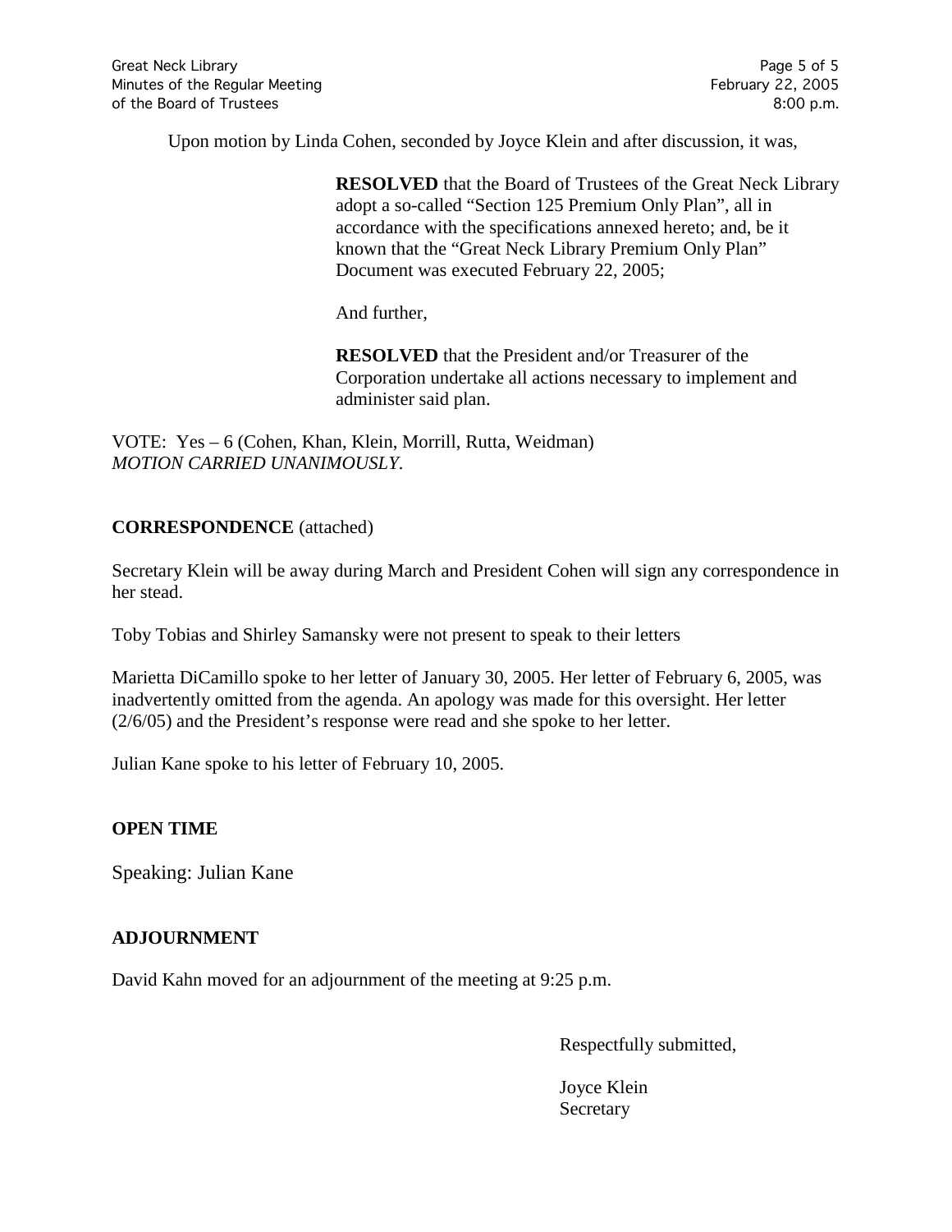Upon motion by Linda Cohen, seconded by Joyce Klein and after discussion, it was,

> **RESOLVED** that the Board of Trustees of the Great Neck Library adopt a so-called "Section 125 Premium Only Plan", all in accordance with the specifications annexed hereto; and, be it known that the "Great Neck Library Premium Only Plan" Document was executed February 22, 2005;
>
> And further,
>
> **RESOLVED** that the President and/or Treasurer of the Corporation undertake all actions necessary to implement and administer said plan.

VOTE: Yes – 6 (Cohen, Khan, Klein, Morrill, Rutta, Weidman)
*MOTION CARRIED UNANIMOUSLY.*

**CORRESPONDENCE** (attached)

Secretary Klein will be away during March and President Cohen will sign any correspondence in her stead.

Toby Tobias and Shirley Samansky were not present to speak to their letters

Marietta DiCamillo spoke to her letter of January 30, 2005. Her letter of February 6, 2005, was inadvertently omitted from the agenda. An apology was made for this oversight. Her letter (2/6/05) and the President's response were read and she spoke to her letter.

Julian Kane spoke to his letter of February 10, 2005.

**OPEN TIME**

Speaking: Julian Kane

**ADJOURNMENT**

David Kahn moved for an adjournment of the meeting at 9:25 p.m.

Respectfully submitted,

Joyce Klein
Secretary